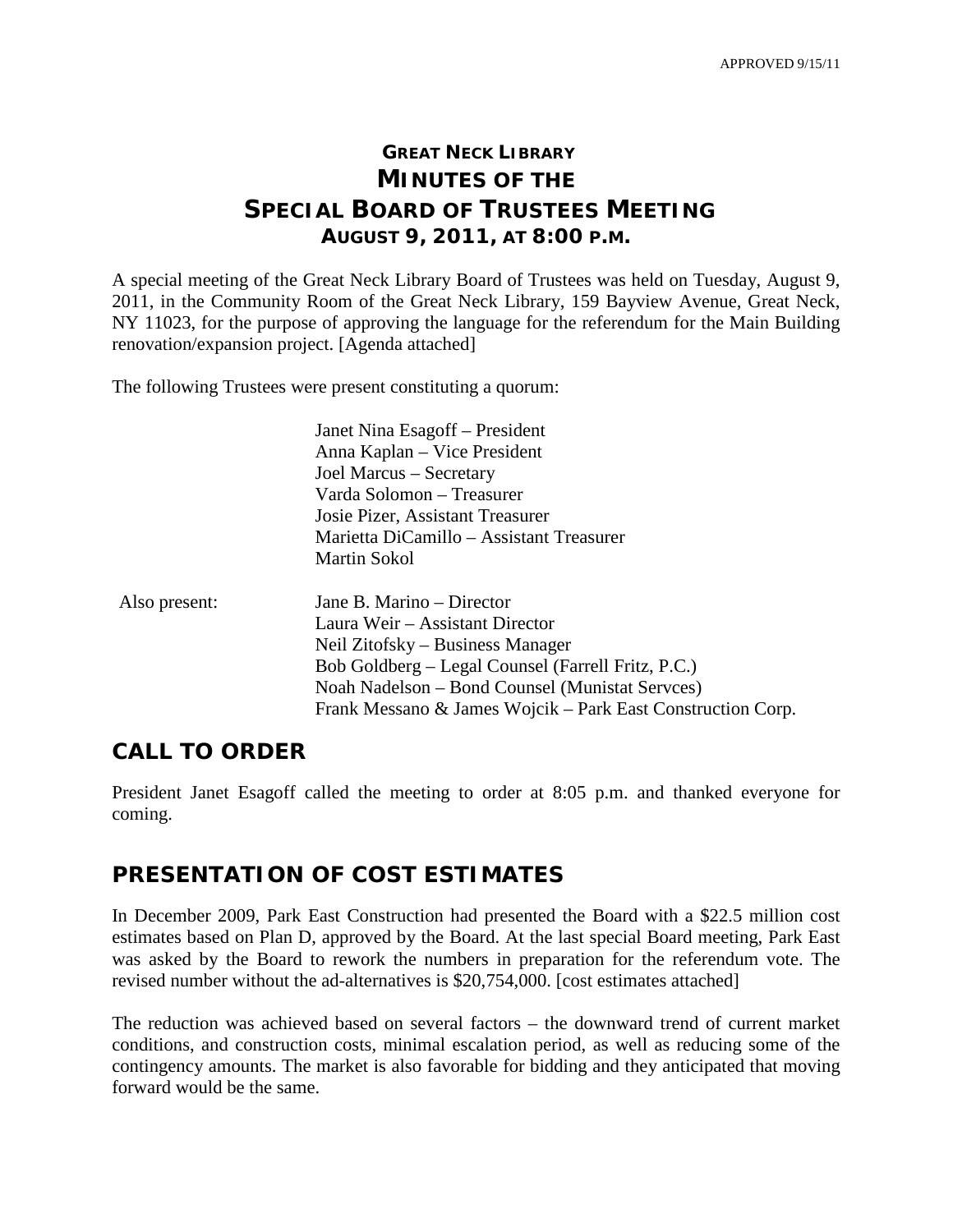APPROVED 9/15/11

# GREAT NECK LIBRARY
# MINUTES OF THE
# SPECIAL BOARD OF TRUSTEES MEETING
## AUGUST 9, 2011, AT 8:00 P.M.

A special meeting of the Great Neck Library Board of Trustees was held on Tuesday, August 9, 2011, in the Community Room of the Great Neck Library, 159 Bayview Avenue, Great Neck, NY 11023, for the purpose of approving the language for the referendum for the Main Building renovation/expansion project. [Agenda attached]

The following Trustees were present constituting a quorum:

Janet Nina Esagoff – President
Anna Kaplan – Vice President
Joel Marcus – Secretary
Varda Solomon – Treasurer
Josie Pizer, Assistant Treasurer
Marietta DiCamillo – Assistant Treasurer
Martin Sokol

Also present:

Jane B. Marino – Director
Laura Weir – Assistant Director
Neil Zitofsky – Business Manager
Bob Goldberg – Legal Counsel (Farrell Fritz, P.C.)
Noah Nadelson – Bond Counsel (Munistat Servces)
Frank Messano & James Wojcik – Park East Construction Corp.

## CALL TO ORDER

President Janet Esagoff called the meeting to order at 8:05 p.m. and thanked everyone for coming.

## PRESENTATION OF COST ESTIMATES

In December 2009, Park East Construction had presented the Board with a $22.5 million cost estimates based on Plan D, approved by the Board. At the last special Board meeting, Park East was asked by the Board to rework the numbers in preparation for the referendum vote. The revised number without the ad-alternatives is $20,754,000. [cost estimates attached]

The reduction was achieved based on several factors – the downward trend of current market conditions, and construction costs, minimal escalation period, as well as reducing some of the contingency amounts. The market is also favorable for bidding and they anticipated that moving forward would be the same.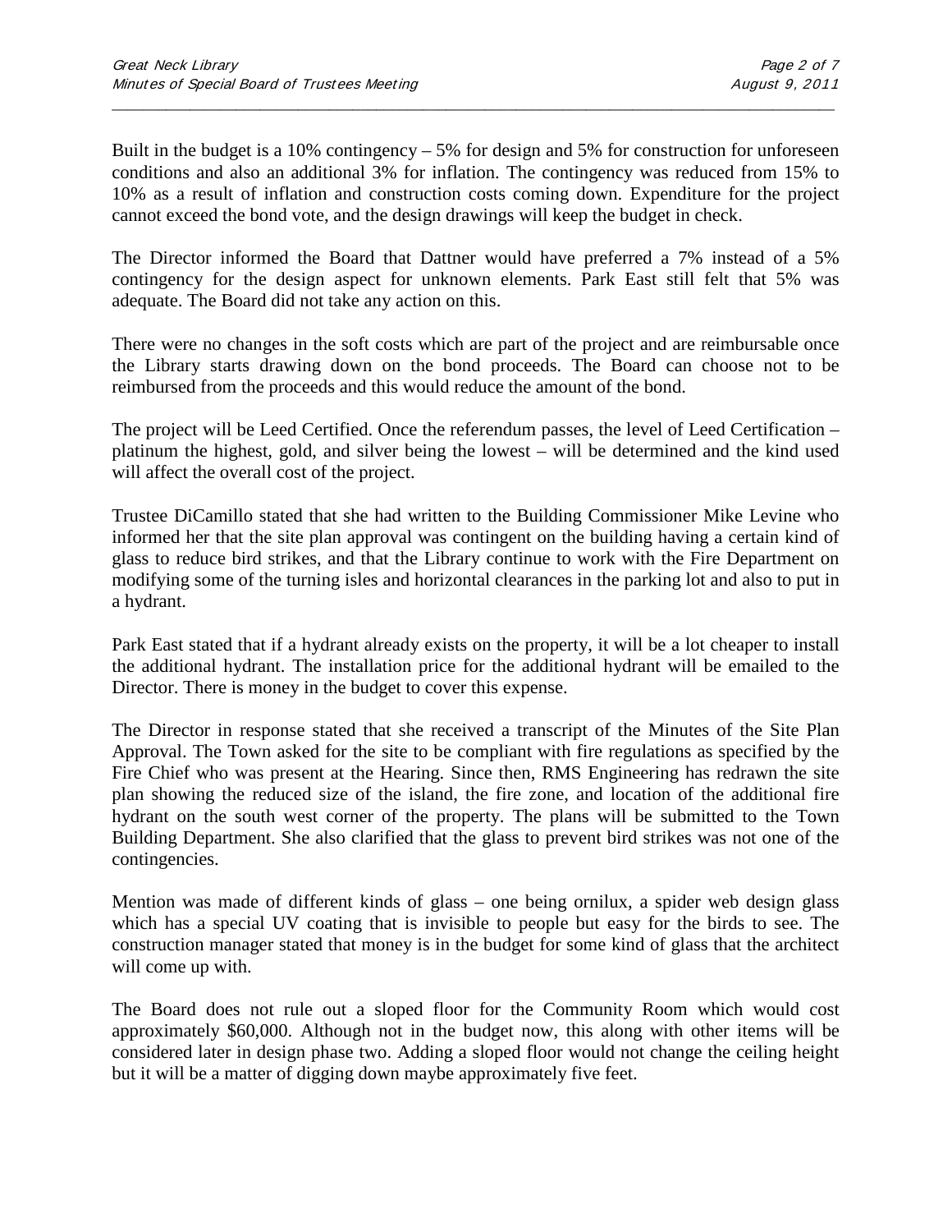Built in the budget is a 10% contingency – 5% for design and 5% for construction for unforeseen conditions and also an additional 3% for inflation. The contingency was reduced from 15% to 10% as a result of inflation and construction costs coming down. Expenditure for the project cannot exceed the bond vote, and the design drawings will keep the budget in check.

The Director informed the Board that Dattner would have preferred a 7% instead of a 5% contingency for the design aspect for unknown elements. Park East still felt that 5% was adequate. The Board did not take any action on this.

There were no changes in the soft costs which are part of the project and are reimbursable once the Library starts drawing down on the bond proceeds. The Board can choose not to be reimbursed from the proceeds and this would reduce the amount of the bond.

The project will be Leed Certified. Once the referendum passes, the level of Leed Certification – platinum the highest, gold, and silver being the lowest – will be determined and the kind used will affect the overall cost of the project.

Trustee DiCamillo stated that she had written to the Building Commissioner Mike Levine who informed her that the site plan approval was contingent on the building having a certain kind of glass to reduce bird strikes, and that the Library continue to work with the Fire Department on modifying some of the turning isles and horizontal clearances in the parking lot and also to put in a hydrant.

Park East stated that if a hydrant already exists on the property, it will be a lot cheaper to install the additional hydrant. The installation price for the additional hydrant will be emailed to the Director. There is money in the budget to cover this expense.

The Director in response stated that she received a transcript of the Minutes of the Site Plan Approval. The Town asked for the site to be compliant with fire regulations as specified by the Fire Chief who was present at the Hearing. Since then, RMS Engineering has redrawn the site plan showing the reduced size of the island, the fire zone, and location of the additional fire hydrant on the south west corner of the property. The plans will be submitted to the Town Building Department. She also clarified that the glass to prevent bird strikes was not one of the contingencies.

Mention was made of different kinds of glass – one being ornilux, a spider web design glass which has a special UV coating that is invisible to people but easy for the birds to see. The construction manager stated that money is in the budget for some kind of glass that the architect will come up with.

The Board does not rule out a sloped floor for the Community Room which would cost approximately $60,000. Although not in the budget now, this along with other items will be considered later in design phase two. Adding a sloped floor would not change the ceiling height but it will be a matter of digging down maybe approximately five feet.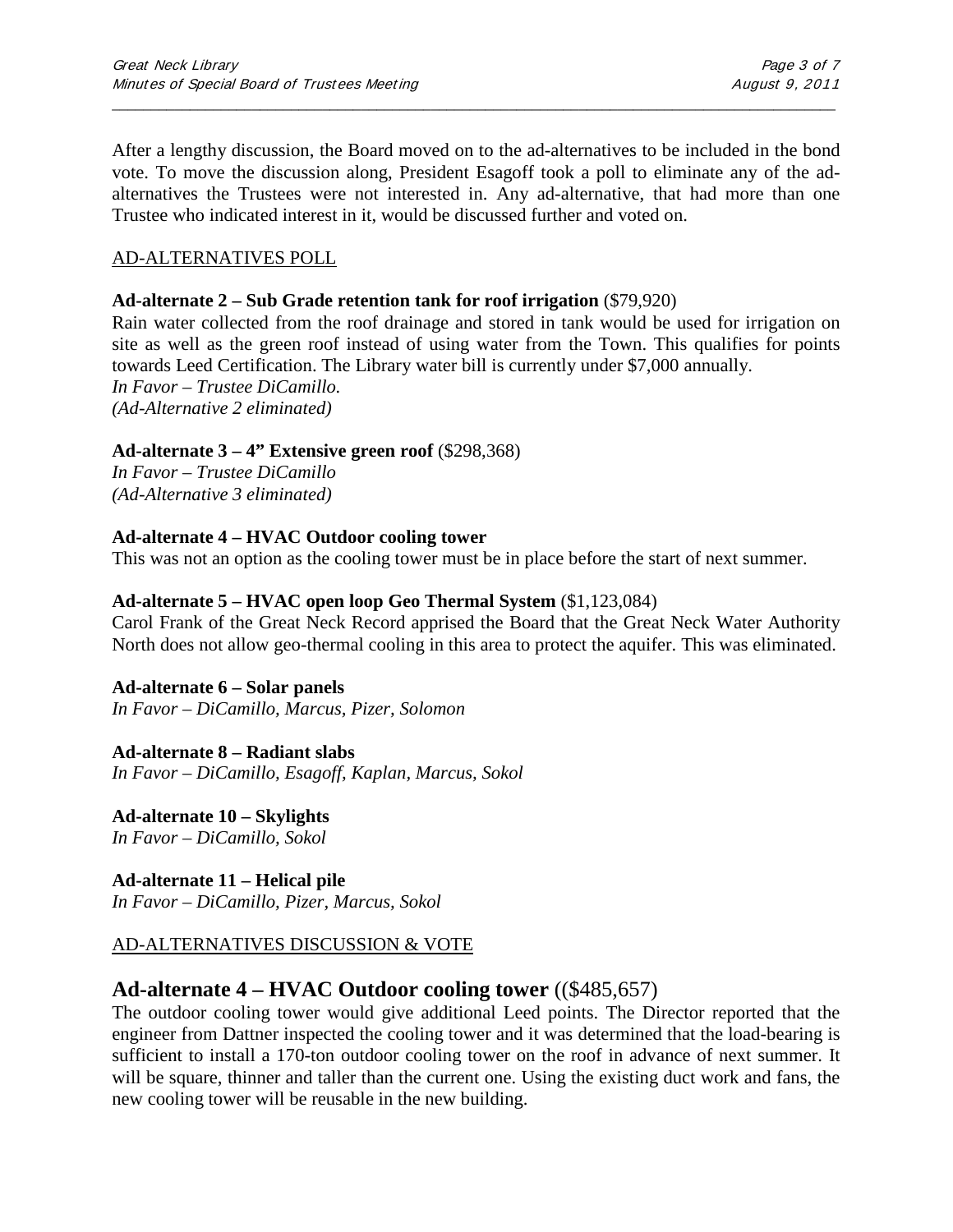After a lengthy discussion, the Board moved on to the ad-alternatives to be included in the bond vote. To move the discussion along, President Esagoff took a poll to eliminate any of the ad-alternatives the Trustees were not interested in. Any ad-alternative, that had more than one Trustee who indicated interest in it, would be discussed further and voted on.

AD-ALTERNATIVES POLL

**Ad-alternate 2 – Sub Grade retention tank for roof irrigation** (\$79,920)
Rain water collected from the roof drainage and stored in tank would be used for irrigation on site as well as the green roof instead of using water from the Town. This qualifies for points towards Leed Certification. The Library water bill is currently under \$7,000 annually.
*In Favor – Trustee DiCamillo.*
*(Ad-Alternative 2 eliminated)*

**Ad-alternate 3 – 4" Extensive green roof** (\$298,368)
*In Favor – Trustee DiCamillo*
*(Ad-Alternative 3 eliminated)*

**Ad-alternate 4 – HVAC Outdoor cooling tower**
This was not an option as the cooling tower must be in place before the start of next summer.

**Ad-alternate 5 – HVAC open loop Geo Thermal System** (\$1,123,084)
Carol Frank of the Great Neck Record apprised the Board that the Great Neck Water Authority North does not allow geo-thermal cooling in this area to protect the aquifer. This was eliminated.

**Ad-alternate 6 – Solar panels**
*In Favor – DiCamillo, Marcus, Pizer, Solomon*

**Ad-alternate 8 – Radiant slabs**
*In Favor – DiCamillo, Esagoff, Kaplan, Marcus, Sokol*

**Ad-alternate 10 – Skylights**
*In Favor – DiCamillo, Sokol*

**Ad-alternate 11 – Helical pile**
*In Favor – DiCamillo, Pizer, Marcus, Sokol*

AD-ALTERNATIVES DISCUSSION & VOTE

## Ad-alternate 4 – HVAC Outdoor cooling tower ((\$485,657)

The outdoor cooling tower would give additional Leed points. The Director reported that the engineer from Dattner inspected the cooling tower and it was determined that the load-bearing is sufficient to install a 170-ton outdoor cooling tower on the roof in advance of next summer. It will be square, thinner and taller than the current one. Using the existing duct work and fans, the new cooling tower will be reusable in the new building.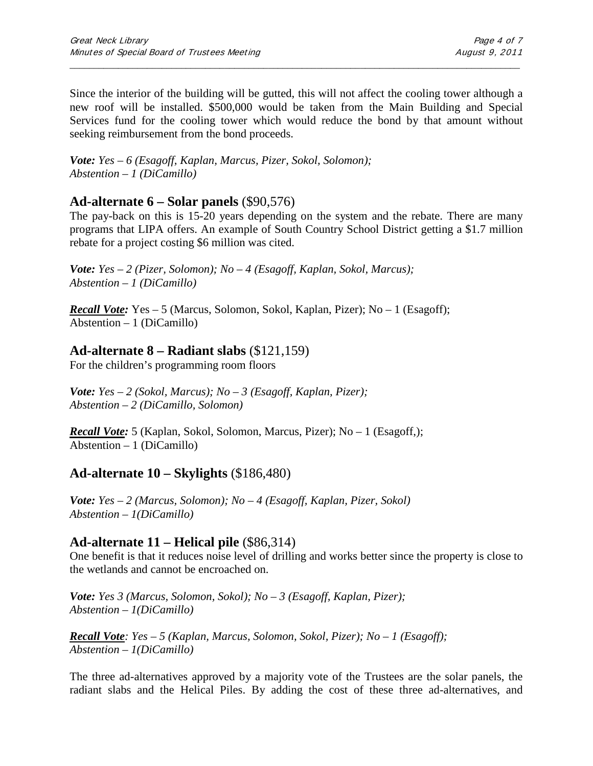Since the interior of the building will be gutted, this will not affect the cooling tower although a new roof will be installed. $500,000 would be taken from the Main Building and Special Services fund for the cooling tower which would reduce the bond by that amount without seeking reimbursement from the bond proceeds.

***Vote:** Yes – 6 (Esagoff, Kaplan, Marcus, Pizer, Sokol, Solomon); Abstention – 1 (DiCamillo)*

## Ad-alternate 6 – Solar panels ($90,576)

The pay-back on this is 15-20 years depending on the system and the rebate. There are many programs that LIPA offers. An example of South Country School District getting a $1.7 million rebate for a project costing $6 million was cited.

***Vote:** Yes – 2 (Pizer, Solomon); No – 4 (Esagoff, Kaplan, Sokol, Marcus); Abstention – 1 (DiCamillo)*

***<u>Recall Vote</u>:*** Yes – 5 (Marcus, Solomon, Sokol, Kaplan, Pizer); No – 1 (Esagoff); Abstention – 1 (DiCamillo)

## Ad-alternate 8 – Radiant slabs ($121,159)

For the children's programming room floors

***Vote:** Yes – 2 (Sokol, Marcus); No – 3 (Esagoff, Kaplan, Pizer); Abstention – 2 (DiCamillo, Solomon)*

***<u>Recall Vote</u>:*** 5 (Kaplan, Sokol, Solomon, Marcus, Pizer); No – 1 (Esagoff,); Abstention – 1 (DiCamillo)

## Ad-alternate 10 – Skylights ($186,480)

***Vote:** Yes – 2 (Marcus, Solomon); No – 4 (Esagoff, Kaplan, Pizer, Sokol) Abstention – 1(DiCamillo)*

## Ad-alternate 11 – Helical pile ($86,314)

One benefit is that it reduces noise level of drilling and works better since the property is close to the wetlands and cannot be encroached on.

***Vote:** Yes 3 (Marcus, Solomon, Sokol); No – 3 (Esagoff, Kaplan, Pizer); Abstention – 1(DiCamillo)*

***<u>Recall Vote</u>**: Yes – 5 (Kaplan, Marcus, Solomon, Sokol, Pizer); No – 1 (Esagoff); Abstention – 1(DiCamillo)*

The three ad-alternatives approved by a majority vote of the Trustees are the solar panels, the radiant slabs and the Helical Piles. By adding the cost of these three ad-alternatives, and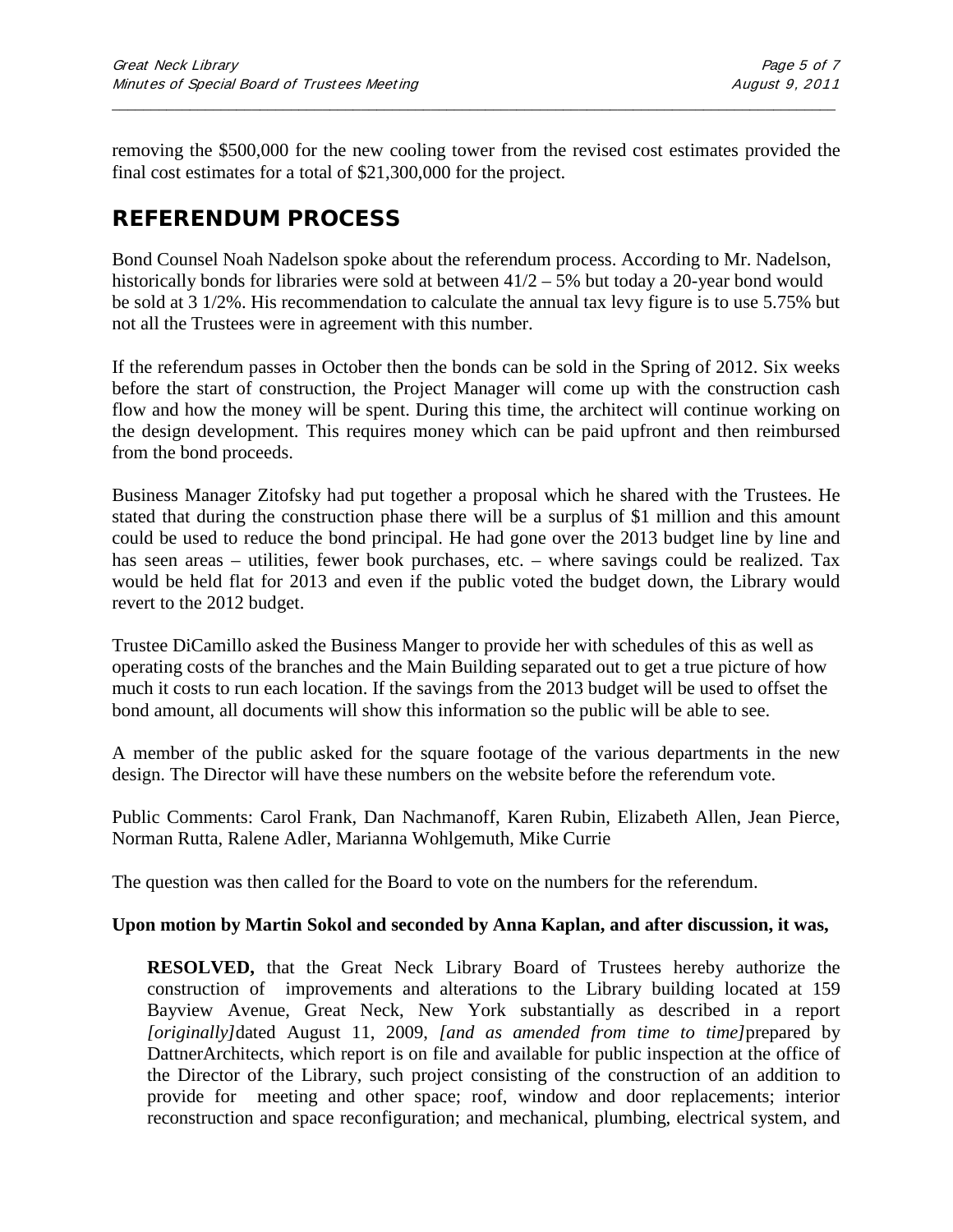removing the $500,000 for the new cooling tower from the revised cost estimates provided the final cost estimates for a total of $21,300,000 for the project.

## REFERENDUM PROCESS

Bond Counsel Noah Nadelson spoke about the referendum process. According to Mr. Nadelson, historically bonds for libraries were sold at between 41/2 – 5% but today a 20-year bond would be sold at 3 1/2%. His recommendation to calculate the annual tax levy figure is to use 5.75% but not all the Trustees were in agreement with this number.

If the referendum passes in October then the bonds can be sold in the Spring of 2012. Six weeks before the start of construction, the Project Manager will come up with the construction cash flow and how the money will be spent. During this time, the architect will continue working on the design development. This requires money which can be paid upfront and then reimbursed from the bond proceeds.

Business Manager Zitofsky had put together a proposal which he shared with the Trustees. He stated that during the construction phase there will be a surplus of $1 million and this amount could be used to reduce the bond principal. He had gone over the 2013 budget line by line and has seen areas – utilities, fewer book purchases, etc. – where savings could be realized. Tax would be held flat for 2013 and even if the public voted the budget down, the Library would revert to the 2012 budget.

Trustee DiCamillo asked the Business Manger to provide her with schedules of this as well as operating costs of the branches and the Main Building separated out to get a true picture of how much it costs to run each location. If the savings from the 2013 budget will be used to offset the bond amount, all documents will show this information so the public will be able to see.

A member of the public asked for the square footage of the various departments in the new design. The Director will have these numbers on the website before the referendum vote.

Public Comments: Carol Frank, Dan Nachmanoff, Karen Rubin, Elizabeth Allen, Jean Pierce, Norman Rutta, Ralene Adler, Marianna Wohlgemuth, Mike Currie

The question was then called for the Board to vote on the numbers for the referendum.

**Upon motion by Martin Sokol and seconded by Anna Kaplan, and after discussion, it was,**

> **RESOLVED,** that the Great Neck Library Board of Trustees hereby authorize the construction of improvements and alterations to the Library building located at 159 Bayview Avenue, Great Neck, New York substantially as described in a report *[originally]* dated August 11, 2009, *[and as amended from time to time]* prepared by DattnerArchitects, which report is on file and available for public inspection at the office of the Director of the Library, such project consisting of the construction of an addition to provide for meeting and other space; roof, window and door replacements; interior reconstruction and space reconfiguration; and mechanical, plumbing, electrical system, and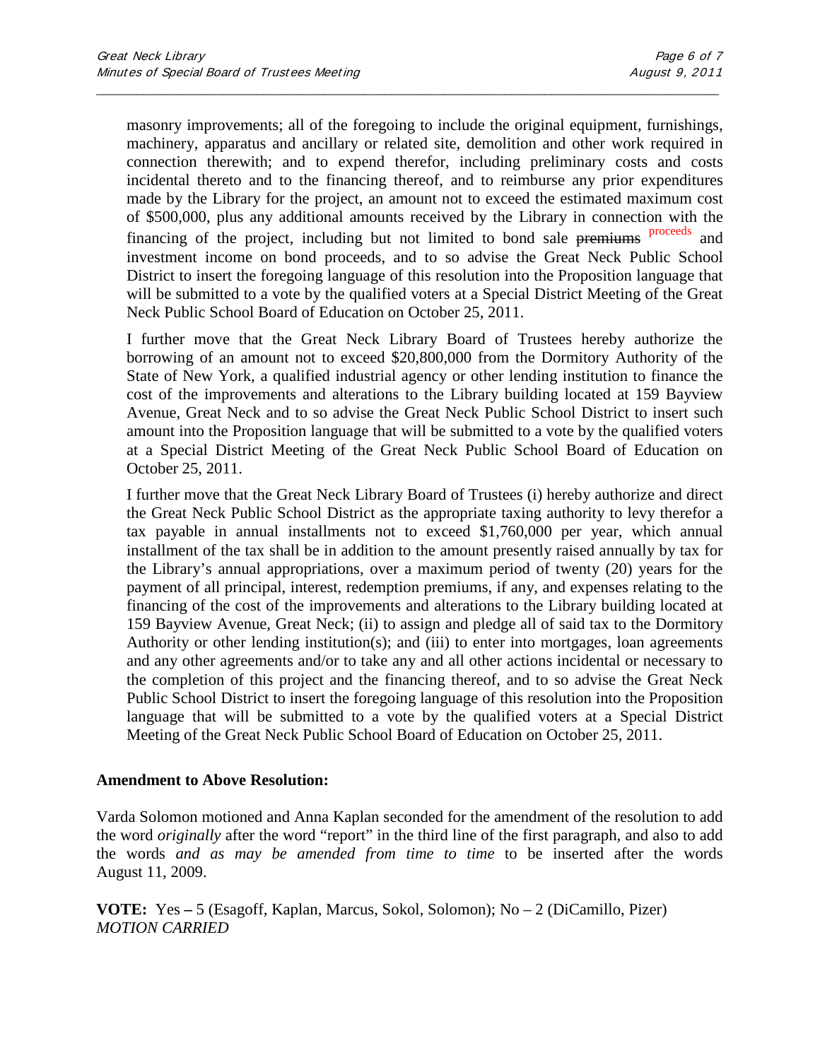masonry improvements; all of the foregoing to include the original equipment, furnishings, machinery, apparatus and ancillary or related site, demolition and other work required in connection therewith; and to expend therefor, including preliminary costs and costs incidental thereto and to the financing thereof, and to reimburse any prior expenditures made by the Library for the project, an amount not to exceed the estimated maximum cost of $500,000, plus any additional amounts received by the Library in connection with the financing of the project, including but not limited to bond sale ~~premiums~~ proceeds and investment income on bond proceeds, and to so advise the Great Neck Public School District to insert the foregoing language of this resolution into the Proposition language that will be submitted to a vote by the qualified voters at a Special District Meeting of the Great Neck Public School Board of Education on October 25, 2011.

I further move that the Great Neck Library Board of Trustees hereby authorize the borrowing of an amount not to exceed $20,800,000 from the Dormitory Authority of the State of New York, a qualified industrial agency or other lending institution to finance the cost of the improvements and alterations to the Library building located at 159 Bayview Avenue, Great Neck and to so advise the Great Neck Public School District to insert such amount into the Proposition language that will be submitted to a vote by the qualified voters at a Special District Meeting of the Great Neck Public School Board of Education on October 25, 2011.

I further move that the Great Neck Library Board of Trustees (i) hereby authorize and direct the Great Neck Public School District as the appropriate taxing authority to levy therefor a tax payable in annual installments not to exceed $1,760,000 per year, which annual installment of the tax shall be in addition to the amount presently raised annually by tax for the Library's annual appropriations, over a maximum period of twenty (20) years for the payment of all principal, interest, redemption premiums, if any, and expenses relating to the financing of the cost of the improvements and alterations to the Library building located at 159 Bayview Avenue, Great Neck; (ii) to assign and pledge all of said tax to the Dormitory Authority or other lending institution(s); and (iii) to enter into mortgages, loan agreements and any other agreements and/or to take any and all other actions incidental or necessary to the completion of this project and the financing thereof, and to so advise the Great Neck Public School District to insert the foregoing language of this resolution into the Proposition language that will be submitted to a vote by the qualified voters at a Special District Meeting of the Great Neck Public School Board of Education on October 25, 2011.

**Amendment to Above Resolution:**

Varda Solomon motioned and Anna Kaplan seconded for the amendment of the resolution to add the word *originally* after the word "report" in the third line of the first paragraph, and also to add the words *and as may be amended from time to time* to be inserted after the words August 11, 2009.

**VOTE:** Yes – 5 (Esagoff, Kaplan, Marcus, Sokol, Solomon); No – 2 (DiCamillo, Pizer)
*MOTION CARRIED*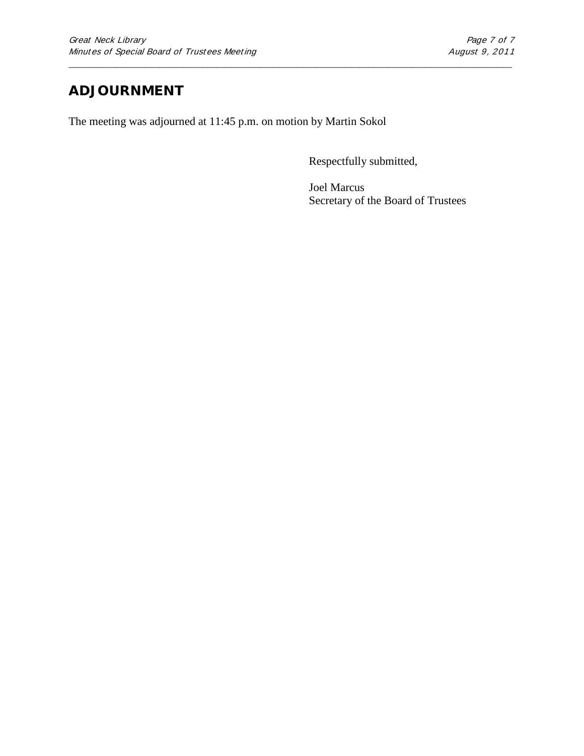## ADJOURNMENT

The meeting was adjourned at 11:45 p.m. on motion by Martin Sokol

Respectfully submitted,

Joel Marcus
Secretary of the Board of Trustees